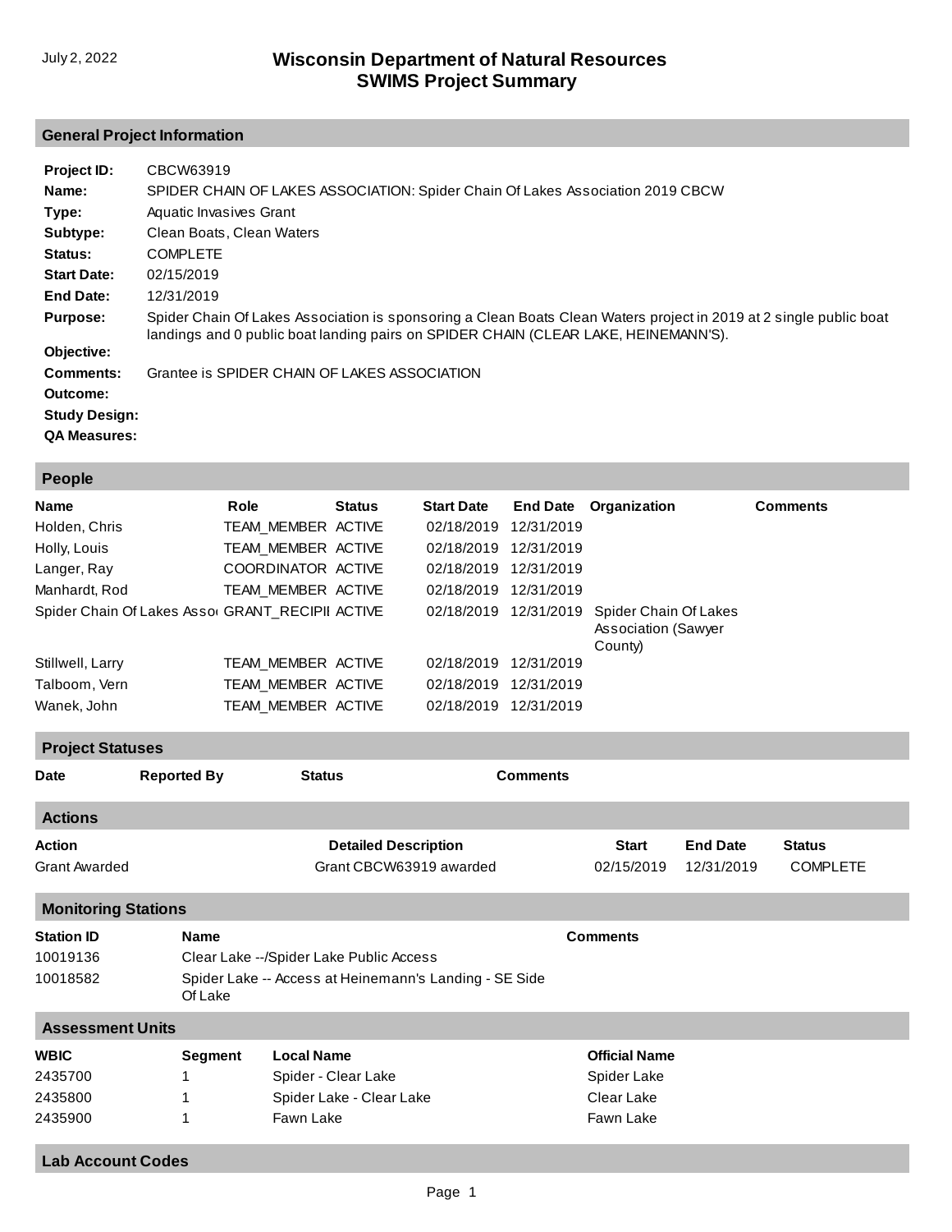July 2, 2022

# Wisconsin Department of Natural Resources
# SWIMS Project Summary

## General Project Information

**Project ID:** CBCW63919

**Name:** SPIDER CHAIN OF LAKES ASSOCIATION: Spider Chain Of Lakes Association 2019 CBCW

**Type:** Aquatic Invasives Grant

**Subtype:** Clean Boats, Clean Waters

**Status:** COMPLETE

**Start Date:** 02/15/2019

**End Date:** 12/31/2019

**Purpose:** Spider Chain Of Lakes Association is sponsoring a Clean Boats Clean Waters project in 2019 at 2 single public boat landings and 0 public boat landing pairs on SPIDER CHAIN (CLEAR LAKE, HEINEMANN'S).

**Objective:**

**Comments:** Grantee is SPIDER CHAIN OF LAKES ASSOCIATION

**Outcome:**

**Study Design:**

**QA Measures:**

## People

| Name | Role | Status | Start Date | End Date | Organization | Comments |
|---|---|---|---|---|---|---|
| Holden, Chris | TEAM_MEMBER | ACTIVE | 02/18/2019 | 12/31/2019 | | |
| Holly, Louis | TEAM_MEMBER | ACTIVE | 02/18/2019 | 12/31/2019 | | |
| Langer, Ray | COORDINATOR | ACTIVE | 02/18/2019 | 12/31/2019 | | |
| Manhardt, Rod | TEAM_MEMBER | ACTIVE | 02/18/2019 | 12/31/2019 | | |
| Spider Chain Of Lakes Asso | GRANT_RECIPI | ACTIVE | 02/18/2019 | 12/31/2019 | Spider Chain Of Lakes Association (Sawyer County) | |
| Stillwell, Larry | TEAM_MEMBER | ACTIVE | 02/18/2019 | 12/31/2019 | | |
| Talboom, Vern | TEAM_MEMBER | ACTIVE | 02/18/2019 | 12/31/2019 | | |
| Wanek, John | TEAM_MEMBER | ACTIVE | 02/18/2019 | 12/31/2019 | | |

## Project Statuses

| Date | Reported By | Status | Comments |
|---|---|---|---|

## Actions

| Action | Detailed Description | Start | End Date | Status |
|---|---|---|---|---|
| Grant Awarded | Grant CBCW63919 awarded | 02/15/2019 | 12/31/2019 | COMPLETE |

## Monitoring Stations

| Station ID | Name | Comments |
|---|---|---|
| 10019136 | Clear Lake --/Spider Lake Public Access | |
| 10018582 | Spider Lake -- Access at Heinemann's Landing - SE Side Of Lake | |

## Assessment Units

| WBIC | Segment | Local Name | Official Name |
|---|---|---|---|
| 2435700 | 1 | Spider - Clear Lake | Spider Lake |
| 2435800 | 1 | Spider Lake - Clear Lake | Clear Lake |
| 2435900 | 1 | Fawn Lake | Fawn Lake |

## Lab Account Codes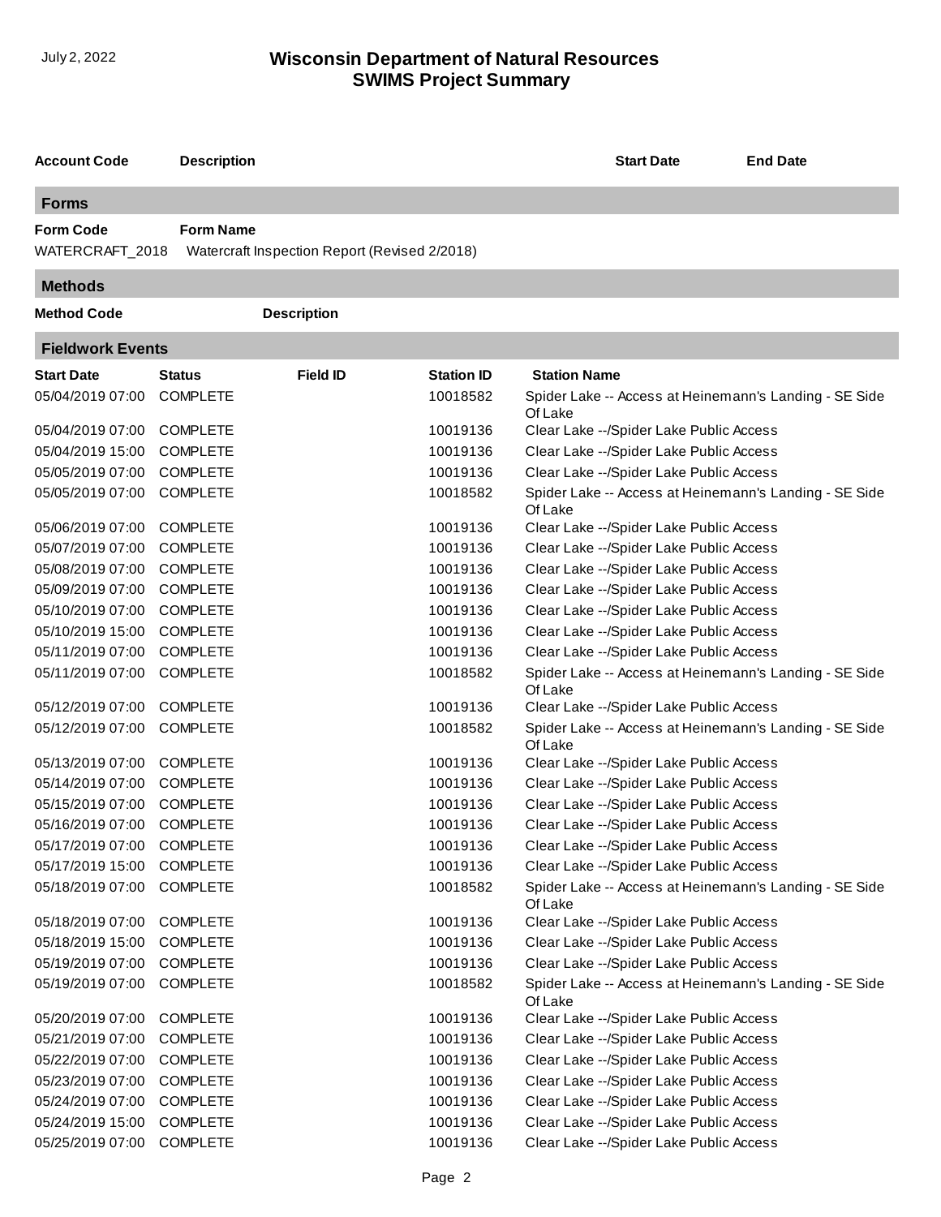# Wisconsin Department of Natural Resources
## SWIMS Project Summary

| Account Code | Description | Start Date | End Date |
|---|---|---|---|

### Forms

| Form Code | Form Name |
|---|---|
| WATERCRAFT_2018 | Watercraft Inspection Report (Revised 2/2018) |

### Methods

| Method Code | Description |
|---|---|

### Fieldwork Events

| Start Date | Status | Field ID | Station ID | Station Name |
|---|---|---|---|---|
| 05/04/2019 07:00 | COMPLETE | | 10018582 | Spider Lake -- Access at Heinemann's Landing - SE Side Of Lake |
| 05/04/2019 07:00 | COMPLETE | | 10019136 | Clear Lake --/Spider Lake Public Access |
| 05/04/2019 15:00 | COMPLETE | | 10019136 | Clear Lake --/Spider Lake Public Access |
| 05/05/2019 07:00 | COMPLETE | | 10019136 | Clear Lake --/Spider Lake Public Access |
| 05/05/2019 07:00 | COMPLETE | | 10018582 | Spider Lake -- Access at Heinemann's Landing - SE Side Of Lake |
| 05/06/2019 07:00 | COMPLETE | | 10019136 | Clear Lake --/Spider Lake Public Access |
| 05/07/2019 07:00 | COMPLETE | | 10019136 | Clear Lake --/Spider Lake Public Access |
| 05/08/2019 07:00 | COMPLETE | | 10019136 | Clear Lake --/Spider Lake Public Access |
| 05/09/2019 07:00 | COMPLETE | | 10019136 | Clear Lake --/Spider Lake Public Access |
| 05/10/2019 07:00 | COMPLETE | | 10019136 | Clear Lake --/Spider Lake Public Access |
| 05/10/2019 15:00 | COMPLETE | | 10019136 | Clear Lake --/Spider Lake Public Access |
| 05/11/2019 07:00 | COMPLETE | | 10019136 | Clear Lake --/Spider Lake Public Access |
| 05/11/2019 07:00 | COMPLETE | | 10018582 | Spider Lake -- Access at Heinemann's Landing - SE Side Of Lake |
| 05/12/2019 07:00 | COMPLETE | | 10019136 | Clear Lake --/Spider Lake Public Access |
| 05/12/2019 07:00 | COMPLETE | | 10018582 | Spider Lake -- Access at Heinemann's Landing - SE Side Of Lake |
| 05/13/2019 07:00 | COMPLETE | | 10019136 | Clear Lake --/Spider Lake Public Access |
| 05/14/2019 07:00 | COMPLETE | | 10019136 | Clear Lake --/Spider Lake Public Access |
| 05/15/2019 07:00 | COMPLETE | | 10019136 | Clear Lake --/Spider Lake Public Access |
| 05/16/2019 07:00 | COMPLETE | | 10019136 | Clear Lake --/Spider Lake Public Access |
| 05/17/2019 07:00 | COMPLETE | | 10019136 | Clear Lake --/Spider Lake Public Access |
| 05/17/2019 15:00 | COMPLETE | | 10019136 | Clear Lake --/Spider Lake Public Access |
| 05/18/2019 07:00 | COMPLETE | | 10018582 | Spider Lake -- Access at Heinemann's Landing - SE Side Of Lake |
| 05/18/2019 07:00 | COMPLETE | | 10019136 | Clear Lake --/Spider Lake Public Access |
| 05/18/2019 15:00 | COMPLETE | | 10019136 | Clear Lake --/Spider Lake Public Access |
| 05/19/2019 07:00 | COMPLETE | | 10019136 | Clear Lake --/Spider Lake Public Access |
| 05/19/2019 07:00 | COMPLETE | | 10018582 | Spider Lake -- Access at Heinemann's Landing - SE Side Of Lake |
| 05/20/2019 07:00 | COMPLETE | | 10019136 | Clear Lake --/Spider Lake Public Access |
| 05/21/2019 07:00 | COMPLETE | | 10019136 | Clear Lake --/Spider Lake Public Access |
| 05/22/2019 07:00 | COMPLETE | | 10019136 | Clear Lake --/Spider Lake Public Access |
| 05/23/2019 07:00 | COMPLETE | | 10019136 | Clear Lake --/Spider Lake Public Access |
| 05/24/2019 07:00 | COMPLETE | | 10019136 | Clear Lake --/Spider Lake Public Access |
| 05/24/2019 15:00 | COMPLETE | | 10019136 | Clear Lake --/Spider Lake Public Access |
| 05/25/2019 07:00 | COMPLETE | | 10019136 | Clear Lake --/Spider Lake Public Access |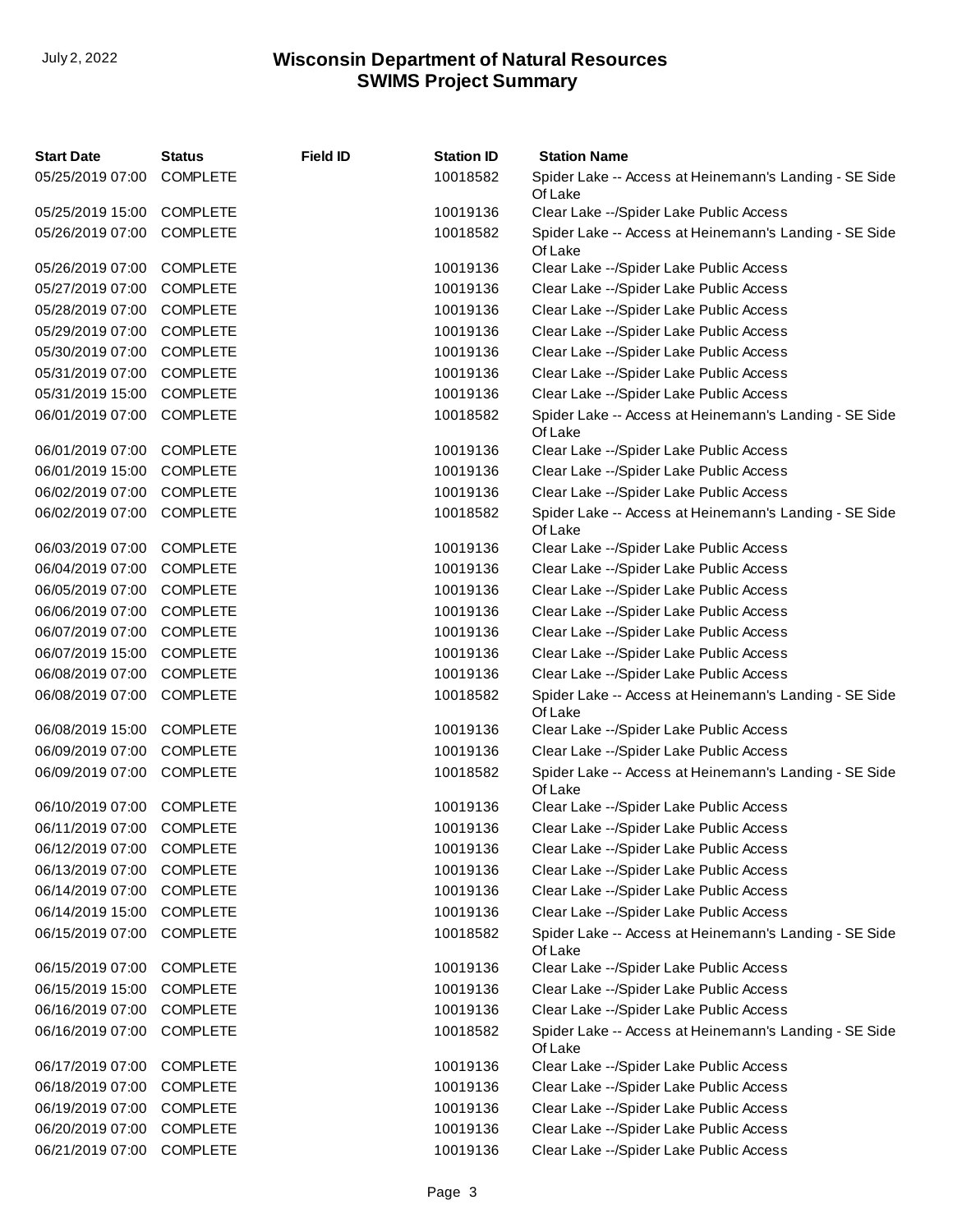| Start Date | Status | Field ID | Station ID | Station Name |
|---|---|---|---|---|
| 05/25/2019 07:00 | COMPLETE | | 10018582 | Spider Lake -- Access at Heinemann's Landing - SE Side Of Lake |
| 05/25/2019 15:00 | COMPLETE | | 10019136 | Clear Lake --/Spider Lake Public Access |
| 05/26/2019 07:00 | COMPLETE | | 10018582 | Spider Lake -- Access at Heinemann's Landing - SE Side Of Lake |
| 05/26/2019 07:00 | COMPLETE | | 10019136 | Clear Lake --/Spider Lake Public Access |
| 05/27/2019 07:00 | COMPLETE | | 10019136 | Clear Lake --/Spider Lake Public Access |
| 05/28/2019 07:00 | COMPLETE | | 10019136 | Clear Lake --/Spider Lake Public Access |
| 05/29/2019 07:00 | COMPLETE | | 10019136 | Clear Lake --/Spider Lake Public Access |
| 05/30/2019 07:00 | COMPLETE | | 10019136 | Clear Lake --/Spider Lake Public Access |
| 05/31/2019 07:00 | COMPLETE | | 10019136 | Clear Lake --/Spider Lake Public Access |
| 05/31/2019 15:00 | COMPLETE | | 10019136 | Clear Lake --/Spider Lake Public Access |
| 06/01/2019 07:00 | COMPLETE | | 10018582 | Spider Lake -- Access at Heinemann's Landing - SE Side Of Lake |
| 06/01/2019 07:00 | COMPLETE | | 10019136 | Clear Lake --/Spider Lake Public Access |
| 06/01/2019 15:00 | COMPLETE | | 10019136 | Clear Lake --/Spider Lake Public Access |
| 06/02/2019 07:00 | COMPLETE | | 10019136 | Clear Lake --/Spider Lake Public Access |
| 06/02/2019 07:00 | COMPLETE | | 10018582 | Spider Lake -- Access at Heinemann's Landing - SE Side Of Lake |
| 06/03/2019 07:00 | COMPLETE | | 10019136 | Clear Lake --/Spider Lake Public Access |
| 06/04/2019 07:00 | COMPLETE | | 10019136 | Clear Lake --/Spider Lake Public Access |
| 06/05/2019 07:00 | COMPLETE | | 10019136 | Clear Lake --/Spider Lake Public Access |
| 06/06/2019 07:00 | COMPLETE | | 10019136 | Clear Lake --/Spider Lake Public Access |
| 06/07/2019 07:00 | COMPLETE | | 10019136 | Clear Lake --/Spider Lake Public Access |
| 06/07/2019 15:00 | COMPLETE | | 10019136 | Clear Lake --/Spider Lake Public Access |
| 06/08/2019 07:00 | COMPLETE | | 10019136 | Clear Lake --/Spider Lake Public Access |
| 06/08/2019 07:00 | COMPLETE | | 10018582 | Spider Lake -- Access at Heinemann's Landing - SE Side Of Lake |
| 06/08/2019 15:00 | COMPLETE | | 10019136 | Clear Lake --/Spider Lake Public Access |
| 06/09/2019 07:00 | COMPLETE | | 10019136 | Clear Lake --/Spider Lake Public Access |
| 06/09/2019 07:00 | COMPLETE | | 10018582 | Spider Lake -- Access at Heinemann's Landing - SE Side Of Lake |
| 06/10/2019 07:00 | COMPLETE | | 10019136 | Clear Lake --/Spider Lake Public Access |
| 06/11/2019 07:00 | COMPLETE | | 10019136 | Clear Lake --/Spider Lake Public Access |
| 06/12/2019 07:00 | COMPLETE | | 10019136 | Clear Lake --/Spider Lake Public Access |
| 06/13/2019 07:00 | COMPLETE | | 10019136 | Clear Lake --/Spider Lake Public Access |
| 06/14/2019 07:00 | COMPLETE | | 10019136 | Clear Lake --/Spider Lake Public Access |
| 06/14/2019 15:00 | COMPLETE | | 10019136 | Clear Lake --/Spider Lake Public Access |
| 06/15/2019 07:00 | COMPLETE | | 10018582 | Spider Lake -- Access at Heinemann's Landing - SE Side Of Lake |
| 06/15/2019 07:00 | COMPLETE | | 10019136 | Clear Lake --/Spider Lake Public Access |
| 06/15/2019 15:00 | COMPLETE | | 10019136 | Clear Lake --/Spider Lake Public Access |
| 06/16/2019 07:00 | COMPLETE | | 10019136 | Clear Lake --/Spider Lake Public Access |
| 06/16/2019 07:00 | COMPLETE | | 10018582 | Spider Lake -- Access at Heinemann's Landing - SE Side Of Lake |
| 06/17/2019 07:00 | COMPLETE | | 10019136 | Clear Lake --/Spider Lake Public Access |
| 06/18/2019 07:00 | COMPLETE | | 10019136 | Clear Lake --/Spider Lake Public Access |
| 06/19/2019 07:00 | COMPLETE | | 10019136 | Clear Lake --/Spider Lake Public Access |
| 06/20/2019 07:00 | COMPLETE | | 10019136 | Clear Lake --/Spider Lake Public Access |
| 06/21/2019 07:00 | COMPLETE | | 10019136 | Clear Lake --/Spider Lake Public Access |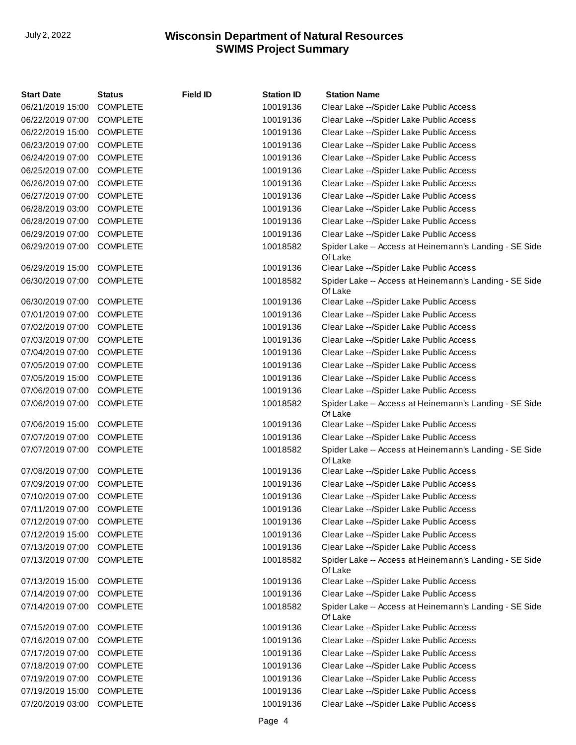| Start Date | Status | Field ID | Station ID | Station Name |
|---|---|---|---|---|
| 06/21/2019 15:00 | COMPLETE | | 10019136 | Clear Lake --/Spider Lake Public Access |
| 06/22/2019 07:00 | COMPLETE | | 10019136 | Clear Lake --/Spider Lake Public Access |
| 06/22/2019 15:00 | COMPLETE | | 10019136 | Clear Lake --/Spider Lake Public Access |
| 06/23/2019 07:00 | COMPLETE | | 10019136 | Clear Lake --/Spider Lake Public Access |
| 06/24/2019 07:00 | COMPLETE | | 10019136 | Clear Lake --/Spider Lake Public Access |
| 06/25/2019 07:00 | COMPLETE | | 10019136 | Clear Lake --/Spider Lake Public Access |
| 06/26/2019 07:00 | COMPLETE | | 10019136 | Clear Lake --/Spider Lake Public Access |
| 06/27/2019 07:00 | COMPLETE | | 10019136 | Clear Lake --/Spider Lake Public Access |
| 06/28/2019 03:00 | COMPLETE | | 10019136 | Clear Lake --/Spider Lake Public Access |
| 06/28/2019 07:00 | COMPLETE | | 10019136 | Clear Lake --/Spider Lake Public Access |
| 06/29/2019 07:00 | COMPLETE | | 10019136 | Clear Lake --/Spider Lake Public Access |
| 06/29/2019 07:00 | COMPLETE | | 10018582 | Spider Lake -- Access at Heinemann's Landing - SE Side Of Lake |
| 06/29/2019 15:00 | COMPLETE | | 10019136 | Clear Lake --/Spider Lake Public Access |
| 06/30/2019 07:00 | COMPLETE | | 10018582 | Spider Lake -- Access at Heinemann's Landing - SE Side Of Lake |
| 06/30/2019 07:00 | COMPLETE | | 10019136 | Clear Lake --/Spider Lake Public Access |
| 07/01/2019 07:00 | COMPLETE | | 10019136 | Clear Lake --/Spider Lake Public Access |
| 07/02/2019 07:00 | COMPLETE | | 10019136 | Clear Lake --/Spider Lake Public Access |
| 07/03/2019 07:00 | COMPLETE | | 10019136 | Clear Lake --/Spider Lake Public Access |
| 07/04/2019 07:00 | COMPLETE | | 10019136 | Clear Lake --/Spider Lake Public Access |
| 07/05/2019 07:00 | COMPLETE | | 10019136 | Clear Lake --/Spider Lake Public Access |
| 07/05/2019 15:00 | COMPLETE | | 10019136 | Clear Lake --/Spider Lake Public Access |
| 07/06/2019 07:00 | COMPLETE | | 10019136 | Clear Lake --/Spider Lake Public Access |
| 07/06/2019 07:00 | COMPLETE | | 10018582 | Spider Lake -- Access at Heinemann's Landing - SE Side Of Lake |
| 07/06/2019 15:00 | COMPLETE | | 10019136 | Clear Lake --/Spider Lake Public Access |
| 07/07/2019 07:00 | COMPLETE | | 10019136 | Clear Lake --/Spider Lake Public Access |
| 07/07/2019 07:00 | COMPLETE | | 10018582 | Spider Lake -- Access at Heinemann's Landing - SE Side Of Lake |
| 07/08/2019 07:00 | COMPLETE | | 10019136 | Clear Lake --/Spider Lake Public Access |
| 07/09/2019 07:00 | COMPLETE | | 10019136 | Clear Lake --/Spider Lake Public Access |
| 07/10/2019 07:00 | COMPLETE | | 10019136 | Clear Lake --/Spider Lake Public Access |
| 07/11/2019 07:00 | COMPLETE | | 10019136 | Clear Lake --/Spider Lake Public Access |
| 07/12/2019 07:00 | COMPLETE | | 10019136 | Clear Lake --/Spider Lake Public Access |
| 07/12/2019 15:00 | COMPLETE | | 10019136 | Clear Lake --/Spider Lake Public Access |
| 07/13/2019 07:00 | COMPLETE | | 10019136 | Clear Lake --/Spider Lake Public Access |
| 07/13/2019 07:00 | COMPLETE | | 10018582 | Spider Lake -- Access at Heinemann's Landing - SE Side Of Lake |
| 07/13/2019 15:00 | COMPLETE | | 10019136 | Clear Lake --/Spider Lake Public Access |
| 07/14/2019 07:00 | COMPLETE | | 10019136 | Clear Lake --/Spider Lake Public Access |
| 07/14/2019 07:00 | COMPLETE | | 10018582 | Spider Lake -- Access at Heinemann's Landing - SE Side Of Lake |
| 07/15/2019 07:00 | COMPLETE | | 10019136 | Clear Lake --/Spider Lake Public Access |
| 07/16/2019 07:00 | COMPLETE | | 10019136 | Clear Lake --/Spider Lake Public Access |
| 07/17/2019 07:00 | COMPLETE | | 10019136 | Clear Lake --/Spider Lake Public Access |
| 07/18/2019 07:00 | COMPLETE | | 10019136 | Clear Lake --/Spider Lake Public Access |
| 07/19/2019 07:00 | COMPLETE | | 10019136 | Clear Lake --/Spider Lake Public Access |
| 07/19/2019 15:00 | COMPLETE | | 10019136 | Clear Lake --/Spider Lake Public Access |
| 07/20/2019 03:00 | COMPLETE | | 10019136 | Clear Lake --/Spider Lake Public Access |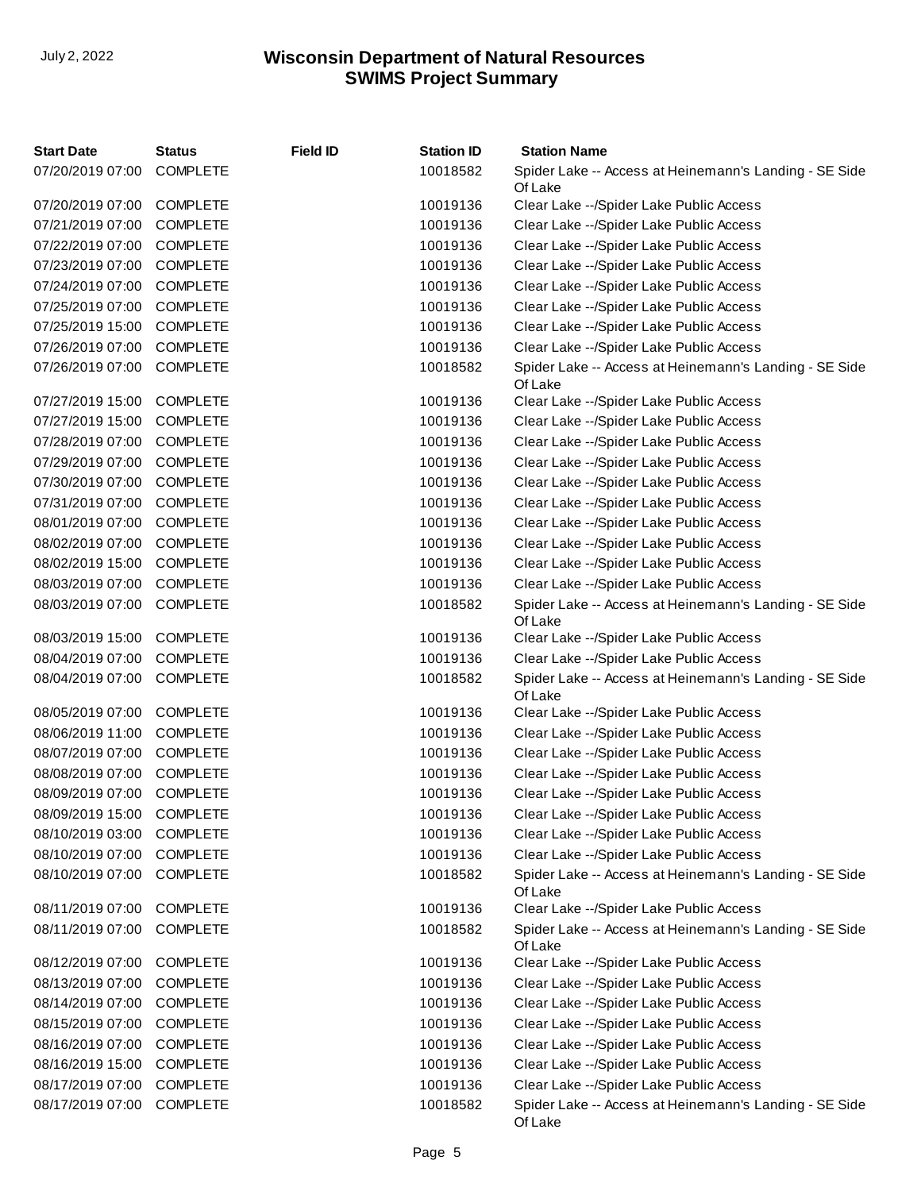| Start Date | Status | Field ID | Station ID | Station Name |
|---|---|---|---|---|
| 07/20/2019 07:00 | COMPLETE | | 10018582 | Spider Lake -- Access at Heinemann's Landing - SE Side Of Lake |
| 07/20/2019 07:00 | COMPLETE | | 10019136 | Clear Lake --/Spider Lake Public Access |
| 07/21/2019 07:00 | COMPLETE | | 10019136 | Clear Lake --/Spider Lake Public Access |
| 07/22/2019 07:00 | COMPLETE | | 10019136 | Clear Lake --/Spider Lake Public Access |
| 07/23/2019 07:00 | COMPLETE | | 10019136 | Clear Lake --/Spider Lake Public Access |
| 07/24/2019 07:00 | COMPLETE | | 10019136 | Clear Lake --/Spider Lake Public Access |
| 07/25/2019 07:00 | COMPLETE | | 10019136 | Clear Lake --/Spider Lake Public Access |
| 07/25/2019 15:00 | COMPLETE | | 10019136 | Clear Lake --/Spider Lake Public Access |
| 07/26/2019 07:00 | COMPLETE | | 10019136 | Clear Lake --/Spider Lake Public Access |
| 07/26/2019 07:00 | COMPLETE | | 10018582 | Spider Lake -- Access at Heinemann's Landing - SE Side Of Lake |
| 07/27/2019 15:00 | COMPLETE | | 10019136 | Clear Lake --/Spider Lake Public Access |
| 07/27/2019 15:00 | COMPLETE | | 10019136 | Clear Lake --/Spider Lake Public Access |
| 07/28/2019 07:00 | COMPLETE | | 10019136 | Clear Lake --/Spider Lake Public Access |
| 07/29/2019 07:00 | COMPLETE | | 10019136 | Clear Lake --/Spider Lake Public Access |
| 07/30/2019 07:00 | COMPLETE | | 10019136 | Clear Lake --/Spider Lake Public Access |
| 07/31/2019 07:00 | COMPLETE | | 10019136 | Clear Lake --/Spider Lake Public Access |
| 08/01/2019 07:00 | COMPLETE | | 10019136 | Clear Lake --/Spider Lake Public Access |
| 08/02/2019 07:00 | COMPLETE | | 10019136 | Clear Lake --/Spider Lake Public Access |
| 08/02/2019 15:00 | COMPLETE | | 10019136 | Clear Lake --/Spider Lake Public Access |
| 08/03/2019 07:00 | COMPLETE | | 10019136 | Clear Lake --/Spider Lake Public Access |
| 08/03/2019 07:00 | COMPLETE | | 10018582 | Spider Lake -- Access at Heinemann's Landing - SE Side Of Lake |
| 08/03/2019 15:00 | COMPLETE | | 10019136 | Clear Lake --/Spider Lake Public Access |
| 08/04/2019 07:00 | COMPLETE | | 10019136 | Clear Lake --/Spider Lake Public Access |
| 08/04/2019 07:00 | COMPLETE | | 10018582 | Spider Lake -- Access at Heinemann's Landing - SE Side Of Lake |
| 08/05/2019 07:00 | COMPLETE | | 10019136 | Clear Lake --/Spider Lake Public Access |
| 08/06/2019 11:00 | COMPLETE | | 10019136 | Clear Lake --/Spider Lake Public Access |
| 08/07/2019 07:00 | COMPLETE | | 10019136 | Clear Lake --/Spider Lake Public Access |
| 08/08/2019 07:00 | COMPLETE | | 10019136 | Clear Lake --/Spider Lake Public Access |
| 08/09/2019 07:00 | COMPLETE | | 10019136 | Clear Lake --/Spider Lake Public Access |
| 08/09/2019 15:00 | COMPLETE | | 10019136 | Clear Lake --/Spider Lake Public Access |
| 08/10/2019 03:00 | COMPLETE | | 10019136 | Clear Lake --/Spider Lake Public Access |
| 08/10/2019 07:00 | COMPLETE | | 10019136 | Clear Lake --/Spider Lake Public Access |
| 08/10/2019 07:00 | COMPLETE | | 10018582 | Spider Lake -- Access at Heinemann's Landing - SE Side Of Lake |
| 08/11/2019 07:00 | COMPLETE | | 10019136 | Clear Lake --/Spider Lake Public Access |
| 08/11/2019 07:00 | COMPLETE | | 10018582 | Spider Lake -- Access at Heinemann's Landing - SE Side Of Lake |
| 08/12/2019 07:00 | COMPLETE | | 10019136 | Clear Lake --/Spider Lake Public Access |
| 08/13/2019 07:00 | COMPLETE | | 10019136 | Clear Lake --/Spider Lake Public Access |
| 08/14/2019 07:00 | COMPLETE | | 10019136 | Clear Lake --/Spider Lake Public Access |
| 08/15/2019 07:00 | COMPLETE | | 10019136 | Clear Lake --/Spider Lake Public Access |
| 08/16/2019 07:00 | COMPLETE | | 10019136 | Clear Lake --/Spider Lake Public Access |
| 08/16/2019 15:00 | COMPLETE | | 10019136 | Clear Lake --/Spider Lake Public Access |
| 08/17/2019 07:00 | COMPLETE | | 10019136 | Clear Lake --/Spider Lake Public Access |
| 08/17/2019 07:00 | COMPLETE | | 10018582 | Spider Lake -- Access at Heinemann's Landing - SE Side Of Lake |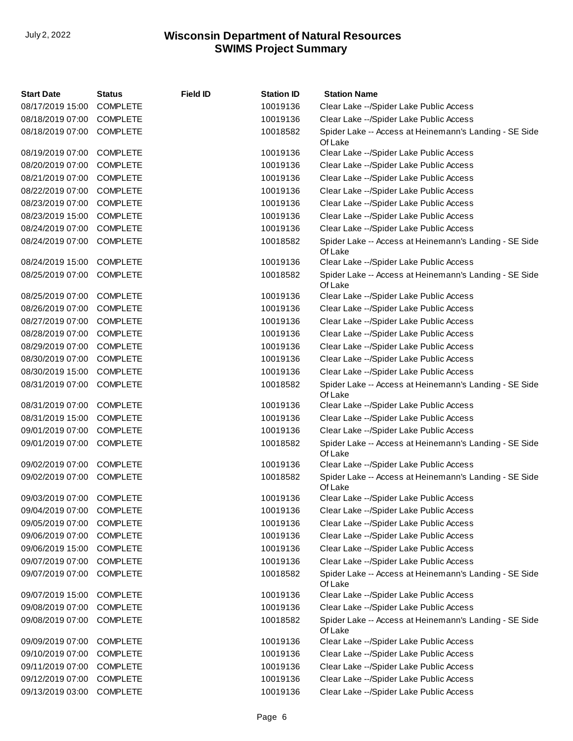| Start Date | Status | Field ID | Station ID | Station Name |
|---|---|---|---|---|
| 08/17/2019 15:00 | COMPLETE | | 10019136 | Clear Lake --/Spider Lake Public Access |
| 08/18/2019 07:00 | COMPLETE | | 10019136 | Clear Lake --/Spider Lake Public Access |
| 08/18/2019 07:00 | COMPLETE | | 10018582 | Spider Lake -- Access at Heinemann's Landing - SE Side Of Lake |
| 08/19/2019 07:00 | COMPLETE | | 10019136 | Clear Lake --/Spider Lake Public Access |
| 08/20/2019 07:00 | COMPLETE | | 10019136 | Clear Lake --/Spider Lake Public Access |
| 08/21/2019 07:00 | COMPLETE | | 10019136 | Clear Lake --/Spider Lake Public Access |
| 08/22/2019 07:00 | COMPLETE | | 10019136 | Clear Lake --/Spider Lake Public Access |
| 08/23/2019 07:00 | COMPLETE | | 10019136 | Clear Lake --/Spider Lake Public Access |
| 08/23/2019 15:00 | COMPLETE | | 10019136 | Clear Lake --/Spider Lake Public Access |
| 08/24/2019 07:00 | COMPLETE | | 10019136 | Clear Lake --/Spider Lake Public Access |
| 08/24/2019 07:00 | COMPLETE | | 10018582 | Spider Lake -- Access at Heinemann's Landing - SE Side Of Lake |
| 08/24/2019 15:00 | COMPLETE | | 10019136 | Clear Lake --/Spider Lake Public Access |
| 08/25/2019 07:00 | COMPLETE | | 10018582 | Spider Lake -- Access at Heinemann's Landing - SE Side Of Lake |
| 08/25/2019 07:00 | COMPLETE | | 10019136 | Clear Lake --/Spider Lake Public Access |
| 08/26/2019 07:00 | COMPLETE | | 10019136 | Clear Lake --/Spider Lake Public Access |
| 08/27/2019 07:00 | COMPLETE | | 10019136 | Clear Lake --/Spider Lake Public Access |
| 08/28/2019 07:00 | COMPLETE | | 10019136 | Clear Lake --/Spider Lake Public Access |
| 08/29/2019 07:00 | COMPLETE | | 10019136 | Clear Lake --/Spider Lake Public Access |
| 08/30/2019 07:00 | COMPLETE | | 10019136 | Clear Lake --/Spider Lake Public Access |
| 08/30/2019 15:00 | COMPLETE | | 10019136 | Clear Lake --/Spider Lake Public Access |
| 08/31/2019 07:00 | COMPLETE | | 10018582 | Spider Lake -- Access at Heinemann's Landing - SE Side Of Lake |
| 08/31/2019 07:00 | COMPLETE | | 10019136 | Clear Lake --/Spider Lake Public Access |
| 08/31/2019 15:00 | COMPLETE | | 10019136 | Clear Lake --/Spider Lake Public Access |
| 09/01/2019 07:00 | COMPLETE | | 10019136 | Clear Lake --/Spider Lake Public Access |
| 09/01/2019 07:00 | COMPLETE | | 10018582 | Spider Lake -- Access at Heinemann's Landing - SE Side Of Lake |
| 09/02/2019 07:00 | COMPLETE | | 10019136 | Clear Lake --/Spider Lake Public Access |
| 09/02/2019 07:00 | COMPLETE | | 10018582 | Spider Lake -- Access at Heinemann's Landing - SE Side Of Lake |
| 09/03/2019 07:00 | COMPLETE | | 10019136 | Clear Lake --/Spider Lake Public Access |
| 09/04/2019 07:00 | COMPLETE | | 10019136 | Clear Lake --/Spider Lake Public Access |
| 09/05/2019 07:00 | COMPLETE | | 10019136 | Clear Lake --/Spider Lake Public Access |
| 09/06/2019 07:00 | COMPLETE | | 10019136 | Clear Lake --/Spider Lake Public Access |
| 09/06/2019 15:00 | COMPLETE | | 10019136 | Clear Lake --/Spider Lake Public Access |
| 09/07/2019 07:00 | COMPLETE | | 10019136 | Clear Lake --/Spider Lake Public Access |
| 09/07/2019 07:00 | COMPLETE | | 10018582 | Spider Lake -- Access at Heinemann's Landing - SE Side Of Lake |
| 09/07/2019 15:00 | COMPLETE | | 10019136 | Clear Lake --/Spider Lake Public Access |
| 09/08/2019 07:00 | COMPLETE | | 10019136 | Clear Lake --/Spider Lake Public Access |
| 09/08/2019 07:00 | COMPLETE | | 10018582 | Spider Lake -- Access at Heinemann's Landing - SE Side Of Lake |
| 09/09/2019 07:00 | COMPLETE | | 10019136 | Clear Lake --/Spider Lake Public Access |
| 09/10/2019 07:00 | COMPLETE | | 10019136 | Clear Lake --/Spider Lake Public Access |
| 09/11/2019 07:00 | COMPLETE | | 10019136 | Clear Lake --/Spider Lake Public Access |
| 09/12/2019 07:00 | COMPLETE | | 10019136 | Clear Lake --/Spider Lake Public Access |
| 09/13/2019 03:00 | COMPLETE | | 10019136 | Clear Lake --/Spider Lake Public Access |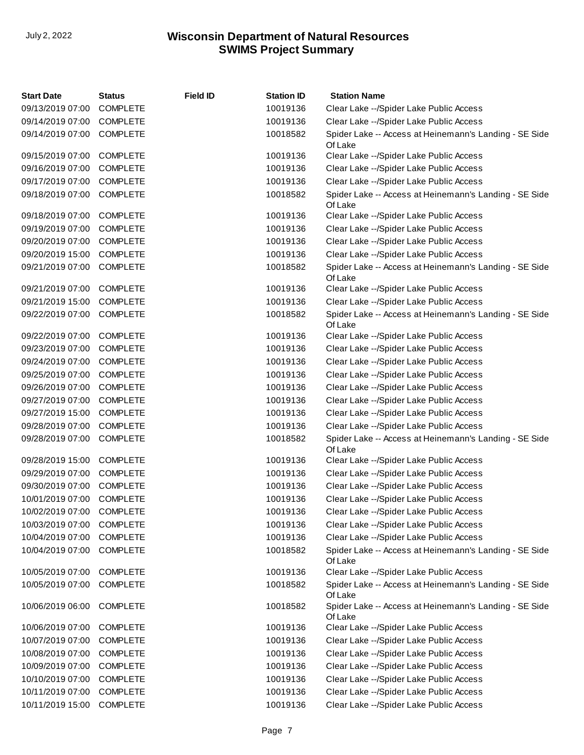| Start Date | Status | Field ID | Station ID | Station Name |
| --- | --- | --- | --- | --- |
| 09/13/2019 07:00 | COMPLETE | | 10019136 | Clear Lake --/Spider Lake Public Access |
| 09/14/2019 07:00 | COMPLETE | | 10019136 | Clear Lake --/Spider Lake Public Access |
| 09/14/2019 07:00 | COMPLETE | | 10018582 | Spider Lake -- Access at Heinemann's Landing - SE Side Of Lake |
| 09/15/2019 07:00 | COMPLETE | | 10019136 | Clear Lake --/Spider Lake Public Access |
| 09/16/2019 07:00 | COMPLETE | | 10019136 | Clear Lake --/Spider Lake Public Access |
| 09/17/2019 07:00 | COMPLETE | | 10019136 | Clear Lake --/Spider Lake Public Access |
| 09/18/2019 07:00 | COMPLETE | | 10018582 | Spider Lake -- Access at Heinemann's Landing - SE Side Of Lake |
| 09/18/2019 07:00 | COMPLETE | | 10019136 | Clear Lake --/Spider Lake Public Access |
| 09/19/2019 07:00 | COMPLETE | | 10019136 | Clear Lake --/Spider Lake Public Access |
| 09/20/2019 07:00 | COMPLETE | | 10019136 | Clear Lake --/Spider Lake Public Access |
| 09/20/2019 15:00 | COMPLETE | | 10019136 | Clear Lake --/Spider Lake Public Access |
| 09/21/2019 07:00 | COMPLETE | | 10018582 | Spider Lake -- Access at Heinemann's Landing - SE Side Of Lake |
| 09/21/2019 07:00 | COMPLETE | | 10019136 | Clear Lake --/Spider Lake Public Access |
| 09/21/2019 15:00 | COMPLETE | | 10019136 | Clear Lake --/Spider Lake Public Access |
| 09/22/2019 07:00 | COMPLETE | | 10018582 | Spider Lake -- Access at Heinemann's Landing - SE Side Of Lake |
| 09/22/2019 07:00 | COMPLETE | | 10019136 | Clear Lake --/Spider Lake Public Access |
| 09/23/2019 07:00 | COMPLETE | | 10019136 | Clear Lake --/Spider Lake Public Access |
| 09/24/2019 07:00 | COMPLETE | | 10019136 | Clear Lake --/Spider Lake Public Access |
| 09/25/2019 07:00 | COMPLETE | | 10019136 | Clear Lake --/Spider Lake Public Access |
| 09/26/2019 07:00 | COMPLETE | | 10019136 | Clear Lake --/Spider Lake Public Access |
| 09/27/2019 07:00 | COMPLETE | | 10019136 | Clear Lake --/Spider Lake Public Access |
| 09/27/2019 15:00 | COMPLETE | | 10019136 | Clear Lake --/Spider Lake Public Access |
| 09/28/2019 07:00 | COMPLETE | | 10019136 | Clear Lake --/Spider Lake Public Access |
| 09/28/2019 07:00 | COMPLETE | | 10018582 | Spider Lake -- Access at Heinemann's Landing - SE Side Of Lake |
| 09/28/2019 15:00 | COMPLETE | | 10019136 | Clear Lake --/Spider Lake Public Access |
| 09/29/2019 07:00 | COMPLETE | | 10019136 | Clear Lake --/Spider Lake Public Access |
| 09/30/2019 07:00 | COMPLETE | | 10019136 | Clear Lake --/Spider Lake Public Access |
| 10/01/2019 07:00 | COMPLETE | | 10019136 | Clear Lake --/Spider Lake Public Access |
| 10/02/2019 07:00 | COMPLETE | | 10019136 | Clear Lake --/Spider Lake Public Access |
| 10/03/2019 07:00 | COMPLETE | | 10019136 | Clear Lake --/Spider Lake Public Access |
| 10/04/2019 07:00 | COMPLETE | | 10019136 | Clear Lake --/Spider Lake Public Access |
| 10/04/2019 07:00 | COMPLETE | | 10018582 | Spider Lake -- Access at Heinemann's Landing - SE Side Of Lake |
| 10/05/2019 07:00 | COMPLETE | | 10019136 | Clear Lake --/Spider Lake Public Access |
| 10/05/2019 07:00 | COMPLETE | | 10018582 | Spider Lake -- Access at Heinemann's Landing - SE Side Of Lake |
| 10/06/2019 06:00 | COMPLETE | | 10018582 | Spider Lake -- Access at Heinemann's Landing - SE Side Of Lake |
| 10/06/2019 07:00 | COMPLETE | | 10019136 | Clear Lake --/Spider Lake Public Access |
| 10/07/2019 07:00 | COMPLETE | | 10019136 | Clear Lake --/Spider Lake Public Access |
| 10/08/2019 07:00 | COMPLETE | | 10019136 | Clear Lake --/Spider Lake Public Access |
| 10/09/2019 07:00 | COMPLETE | | 10019136 | Clear Lake --/Spider Lake Public Access |
| 10/10/2019 07:00 | COMPLETE | | 10019136 | Clear Lake --/Spider Lake Public Access |
| 10/11/2019 07:00 | COMPLETE | | 10019136 | Clear Lake --/Spider Lake Public Access |
| 10/11/2019 15:00 | COMPLETE | | 10019136 | Clear Lake --/Spider Lake Public Access |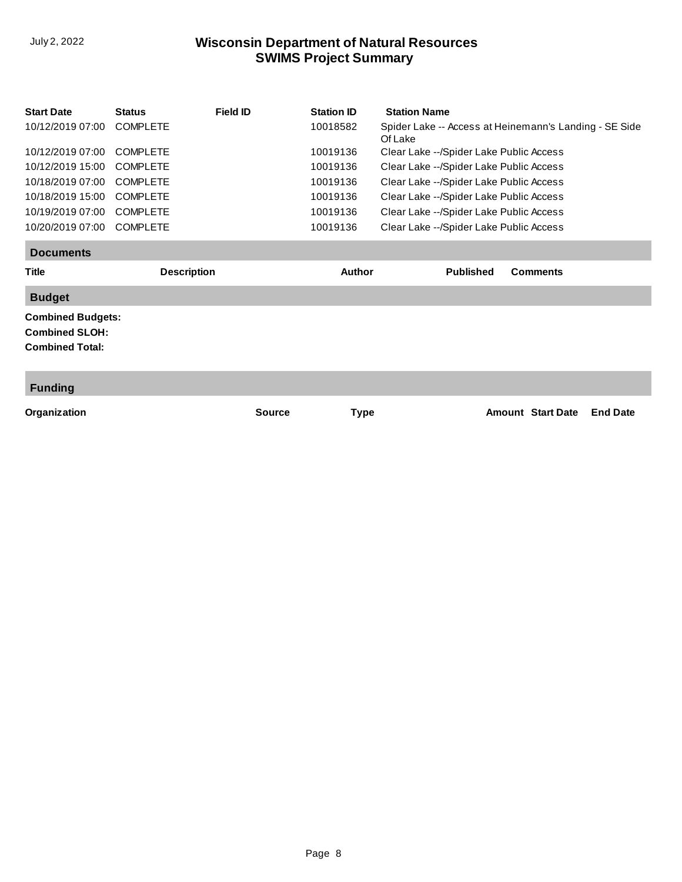| Start Date | Status | Field ID | Station ID | Station Name |
|---|---|---|---|---|
| 10/12/2019 07:00 | COMPLETE | | 10018582 | Spider Lake -- Access at Heinemann's Landing - SE Side Of Lake |
| 10/12/2019 07:00 | COMPLETE | | 10019136 | Clear Lake --/Spider Lake Public Access |
| 10/12/2019 15:00 | COMPLETE | | 10019136 | Clear Lake --/Spider Lake Public Access |
| 10/18/2019 07:00 | COMPLETE | | 10019136 | Clear Lake --/Spider Lake Public Access |
| 10/18/2019 15:00 | COMPLETE | | 10019136 | Clear Lake --/Spider Lake Public Access |
| 10/19/2019 07:00 | COMPLETE | | 10019136 | Clear Lake --/Spider Lake Public Access |
| 10/20/2019 07:00 | COMPLETE | | 10019136 | Clear Lake --/Spider Lake Public Access |

## Documents

| Title | Description | Author | Published | Comments |
|---|---|---|---|---|

## Budget

**Combined Budgets:**

**Combined SLOH:**

**Combined Total:**

## Funding

| Organization | Source | Type | Amount | Start Date | End Date |
|---|---|---|---|---|---|